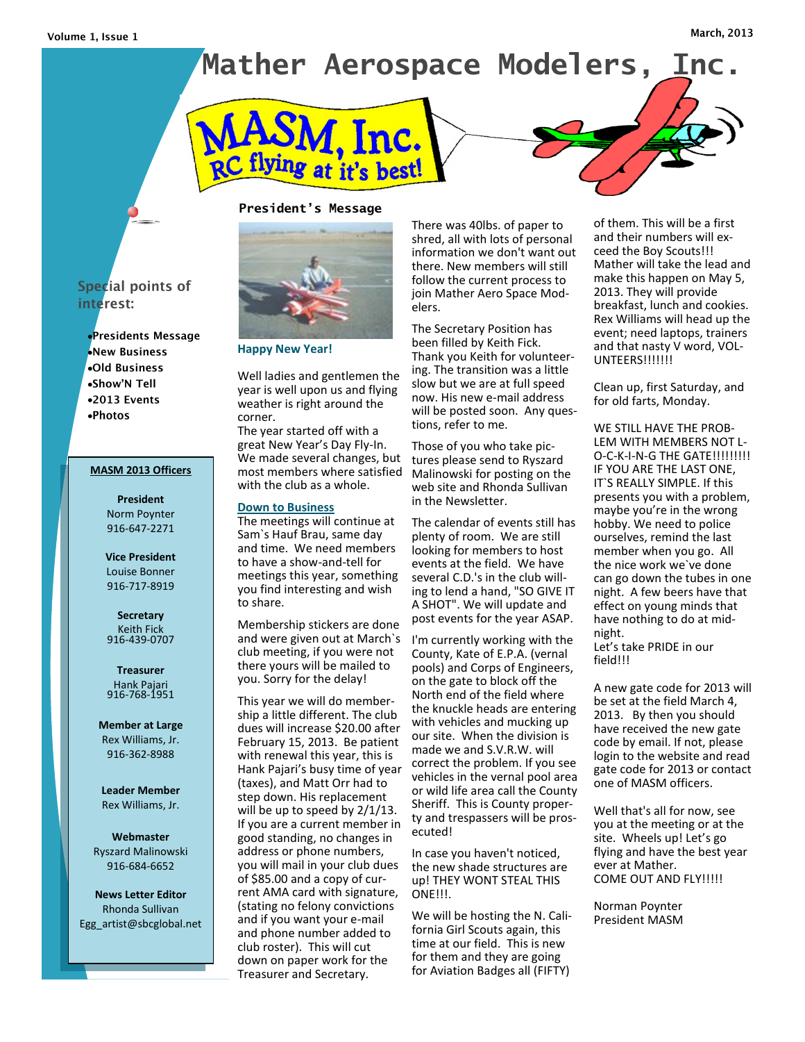# Mather Aerospace Modelers, Inc.

MASM, Inc.
RC flying at it's best!

## Special points of interest:

- Presidents Message
- New Business
- Old Business
- Show'N Tell
- 2013 Events
- Photos

### MASM 2013 Officers

**President**
Norm Poynter
916-647-2271

**Vice President**
Louise Bonner
916-717-8919

**Secretary**
Keith Fick
916-439-0707

**Treasurer**
Hank Pajari
916-768-1951

**Member at Large**
Rex Williams, Jr.
916-362-8988

**Leader Member**
Rex Williams, Jr.

**Webmaster**
Ryszard Malinowski
916-684-6652

**News Letter Editor**
Rhonda Sullivan
Egg_artist@sbcglobal.net

## President's Message

### Happy New Year!

Well ladies and gentlemen the year is well upon us and flying weather is right around the corner.
The year started off with a great New Year's Day Fly-In. We made several changes, but most members where satisfied with the club as a whole.

### Down to Business

The meetings will continue at Sam`s Hauf Brau, same day and time. We need members to have a show-and-tell for meetings this year, something you find interesting and wish to share.

Membership stickers are done and were given out at March`s club meeting, if you were not there yours will be mailed to you. Sorry for the delay!

This year we will do membership a little different. The club dues will increase $20.00 after February 15, 2013. Be patient with renewal this year, this is Hank Pajari's busy time of year (taxes), and Matt Orr had to step down. His replacement will be up to speed by 2/1/13. If you are a current member in good standing, no changes in address or phone numbers, you will mail in your club dues of $85.00 and a copy of current AMA card with signature, (stating no felony convictions and if you want your e-mail and phone number added to club roster). This will cut down on paper work for the Treasurer and Secretary.

There was 40lbs. of paper to shred, all with lots of personal information we don't want out there. New members will still follow the current process to join Mather Aero Space Modelers.

The Secretary Position has been filled by Keith Fick. Thank you Keith for volunteering. The transition was a little slow but we are at full speed now. His new e-mail address will be posted soon. Any questions, refer to me.

Those of you who take pictures please send to Ryszard Malinowski for posting on the web site and Rhonda Sullivan in the Newsletter.

The calendar of events still has plenty of room. We are still looking for members to host events at the field. We have several C.D.'s in the club willing to lend a hand, "SO GIVE IT A SHOT". We will update and post events for the year ASAP.

I'm currently working with the County, Kate of E.P.A. (vernal pools) and Corps of Engineers, on the gate to block off the North end of the field where the knuckle heads are entering with vehicles and mucking up our site. When the division is made we and S.V.R.W. will correct the problem. If you see vehicles in the vernal pool area or wild life area call the County Sheriff. This is County property and trespassers will be prosecuted!

In case you haven't noticed, the new shade structures are up! THEY WONT STEAL THIS ONE!!!.

We will be hosting the N. California Girl Scouts again, this time at our field. This is new for them and they are going for Aviation Badges all (FIFTY) of them. This will be a first and their numbers will exceed the Boy Scouts!!! Mather will take the lead and make this happen on May 5, 2013. They will provide breakfast, lunch and cookies. Rex Williams will head up the event; need laptops, trainers and that nasty V word, VOLUNTEERS!!!!!!!

Clean up, first Saturday, and for old farts, Monday.

WE STILL HAVE THE PROBLEM WITH MEMBERS NOT L-O-C-K-I-N-G THE GATE!!!!!!!!! IF YOU ARE THE LAST ONE, IT`S REALLY SIMPLE. If this presents you with a problem, maybe you're in the wrong hobby. We need to police ourselves, remind the last member when you go. All the nice work we`ve done can go down the tubes in one night. A few beers have that effect on young minds that have nothing to do at midnight.
Let's take PRIDE in our field!!!

A new gate code for 2013 will be set at the field March 4, 2013. By then you should have received the new gate code by email. If not, please login to the website and read gate code for 2013 or contact one of MASM officers.

Well that's all for now, see you at the meeting or at the site. Wheels up! Let's go flying and have the best year ever at Mather.
COME OUT AND FLY!!!!!

Norman Poynter
President MASM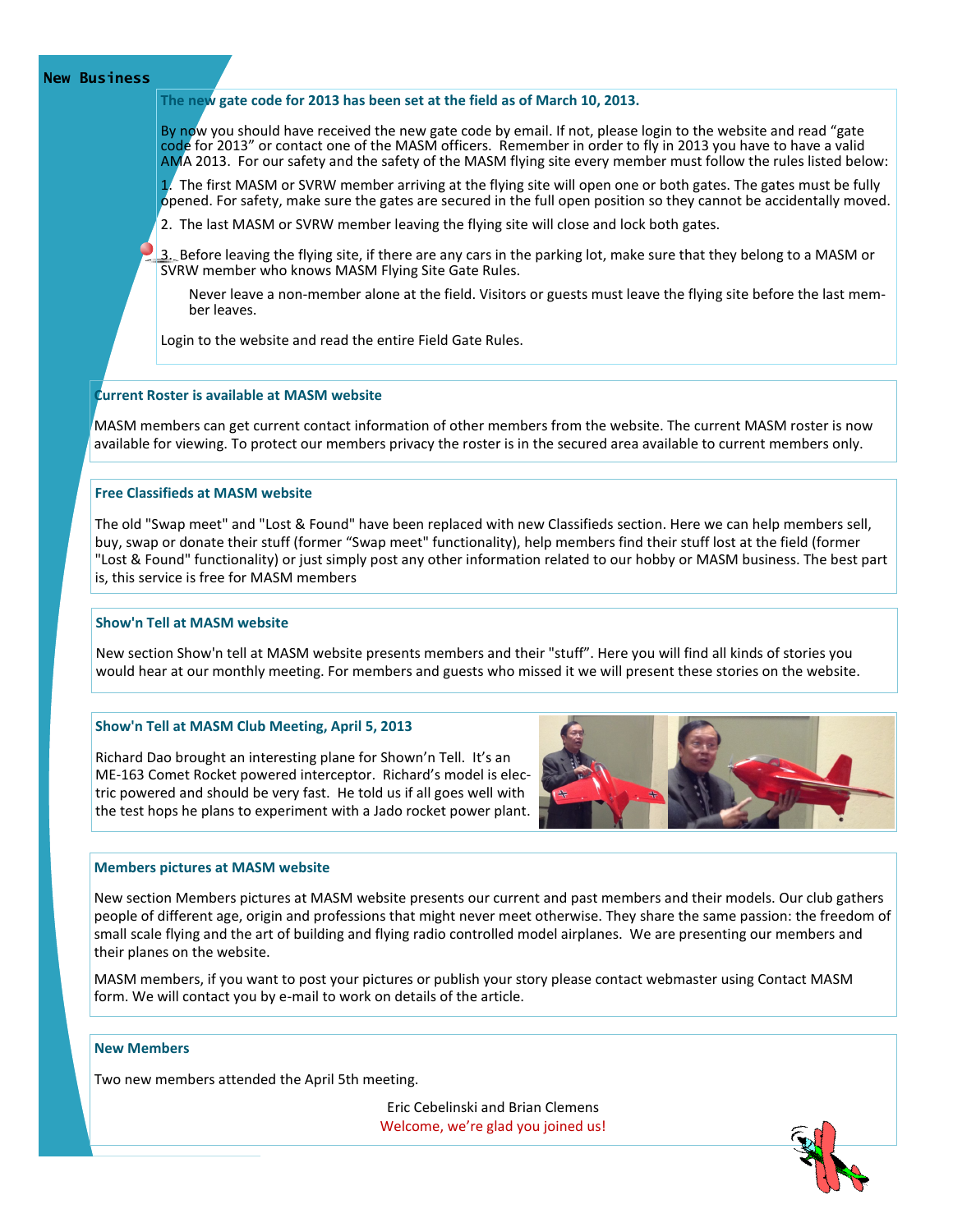## New Business

### The new gate code for 2013 has been set at the field as of March 10, 2013.

By now you should have received the new gate code by email. If not, please login to the website and read "gate code for 2013" or contact one of the MASM officers. Remember in order to fly in 2013 you have to have a valid AMA 2013. For our safety and the safety of the MASM flying site every member must follow the rules listed below:

1. The first MASM or SVRW member arriving at the flying site will open one or both gates. The gates must be fully opened. For safety, make sure the gates are secured in the full open position so they cannot be accidentally moved.
2. The last MASM or SVRW member leaving the flying site will close and lock both gates.
3. Before leaving the flying site, if there are any cars in the parking lot, make sure that they belong to a MASM or SVRW member who knows MASM Flying Site Gate Rules.

   Never leave a non-member alone at the field. Visitors or guests must leave the flying site before the last member leaves.

Login to the website and read the entire Field Gate Rules.

### Current Roster is available at MASM website

MASM members can get current contact information of other members from the website. The current MASM roster is now available for viewing. To protect our members privacy the roster is in the secured area available to current members only.

### Free Classifieds at MASM website

The old "Swap meet" and "Lost & Found" have been replaced with new Classifieds section. Here we can help members sell, buy, swap or donate their stuff (former "Swap meet" functionality), help members find their stuff lost at the field (former "Lost & Found" functionality) or just simply post any other information related to our hobby or MASM business. The best part is, this service is free for MASM members

### Show'n Tell at MASM website

New section Show'n tell at MASM website presents members and their "stuff". Here you will find all kinds of stories you would hear at our monthly meeting. For members and guests who missed it we will present these stories on the website.

### Show'n Tell at MASM Club Meeting, April 5, 2013

Richard Dao brought an interesting plane for Shown'n Tell. It's an ME-163 Comet Rocket powered interceptor. Richard's model is electric powered and should be very fast. He told us if all goes well with the test hops he plans to experiment with a Jado rocket power plant.

### Members pictures at MASM website

New section Members pictures at MASM website presents our current and past members and their models. Our club gathers people of different age, origin and professions that might never meet otherwise. They share the same passion: the freedom of small scale flying and the art of building and flying radio controlled model airplanes. We are presenting our members and their planes on the website.

MASM members, if you want to post your pictures or publish your story please contact webmaster using Contact MASM form. We will contact you by e-mail to work on details of the article.

### New Members

Two new members attended the April 5th meeting.

Eric Cebelinski and Brian Clemens

Welcome, we're glad you joined us!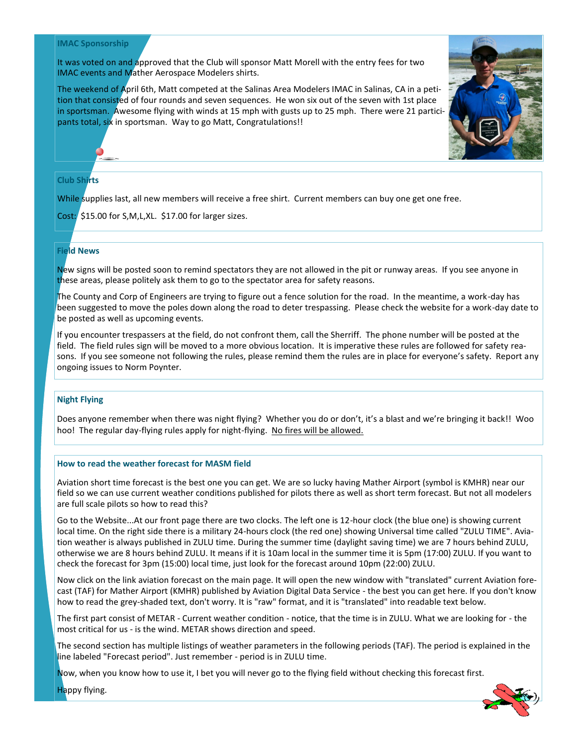## IMAC Sponsorship

It was voted on and approved that the Club will sponsor Matt Morell with the entry fees for two IMAC events and Mather Aerospace Modelers shirts.

The weekend of April 6th, Matt competed at the Salinas Area Modelers IMAC in Salinas, CA in a petition that consisted of four rounds and seven sequences. He won six out of the seven with 1st place in sportsman. Awesome flying with winds at 15 mph with gusts up to 25 mph. There were 21 participants total, six in sportsman. Way to go Matt, Congratulations!!

## Club Shirts

While supplies last, all new members will receive a free shirt. Current members can buy one get one free.

Cost: $15.00 for S,M,L,XL. $17.00 for larger sizes.

## Field News

New signs will be posted soon to remind spectators they are not allowed in the pit or runway areas. If you see anyone in these areas, please politely ask them to go to the spectator area for safety reasons.

The County and Corp of Engineers are trying to figure out a fence solution for the road. In the meantime, a work-day has been suggested to move the poles down along the road to deter trespassing. Please check the website for a work-day date to be posted as well as upcoming events.

If you encounter trespassers at the field, do not confront them, call the Sherriff. The phone number will be posted at the field. The field rules sign will be moved to a more obvious location. It is imperative these rules are followed for safety reasons. If you see someone not following the rules, please remind them the rules are in place for everyone's safety. Report any ongoing issues to Norm Poynter.

## Night Flying

Does anyone remember when there was night flying? Whether you do or don't, it's a blast and we're bringing it back!! Woo hoo! The regular day-flying rules apply for night-flying. <u>No fires will be allowed.</u>

## How to read the weather forecast for MASM field

Aviation short time forecast is the best one you can get. We are so lucky having Mather Airport (symbol is KMHR) near our field so we can use current weather conditions published for pilots there as well as short term forecast. But not all modelers are full scale pilots so how to read this?

Go to the Website...At our front page there are two clocks. The left one is 12-hour clock (the blue one) is showing current local time. On the right side there is a military 24-hours clock (the red one) showing Universal time called "ZULU TIME". Aviation weather is always published in ZULU time. During the summer time (daylight saving time) we are 7 hours behind ZULU, otherwise we are 8 hours behind ZULU. It means if it is 10am local in the summer time it is 5pm (17:00) ZULU. If you want to check the forecast for 3pm (15:00) local time, just look for the forecast around 10pm (22:00) ZULU.

Now click on the link aviation forecast on the main page. It will open the new window with "translated" current Aviation forecast (TAF) for Mather Airport (KMHR) published by Aviation Digital Data Service - the best you can get here. If you don't know how to read the grey-shaded text, don't worry. It is "raw" format, and it is "translated" into readable text below.

The first part consist of METAR - Current weather condition - notice, that the time is in ZULU. What we are looking for - the most critical for us - is the wind. METAR shows direction and speed.

The second section has multiple listings of weather parameters in the following periods (TAF). The period is explained in the line labeled "Forecast period". Just remember - period is in ZULU time.

Now, when you know how to use it, I bet you will never go to the flying field without checking this forecast first.

Happy flying.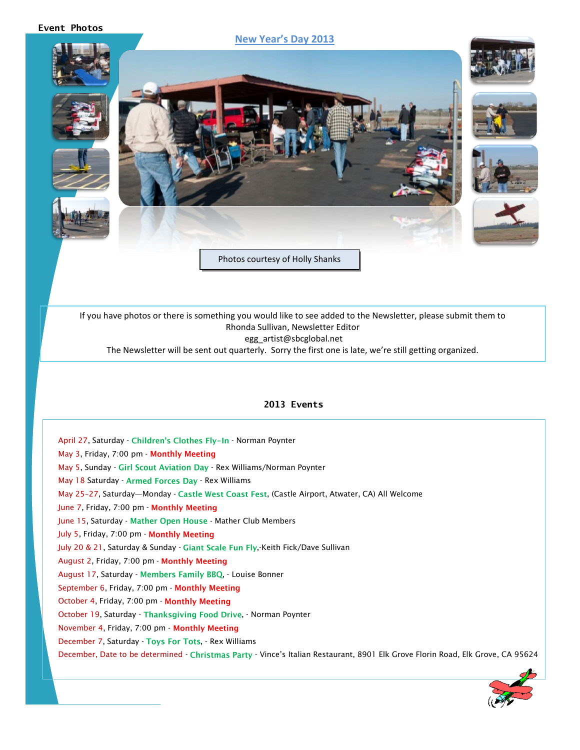## Event Photos

### New Year's Day 2013

Photos courtesy of Holly Shanks

If you have photos or there is something you would like to see added to the Newsletter, please submit them to
Rhonda Sullivan, Newsletter Editor
egg_artist@sbcglobal.net
The Newsletter will be sent out quarterly. Sorry the first one is late, we're still getting organized.

## 2013 Events

April 27, Saturday - **Children's Clothes Fly-In** - Norman Poynter
May 3, Friday, 7:00 pm - **Monthly Meeting**
May 5, Sunday - **Girl Scout Aviation Day** - Rex Williams/Norman Poynter
May 18 Saturday - **Armed Forces Day** - Rex Williams
May 25-27, Saturday—Monday - **Castle West Coast Fest**, (Castle Airport, Atwater, CA) All Welcome
June 7, Friday, 7:00 pm - **Monthly Meeting**
June 15, Saturday - **Mather Open House** - Mather Club Members
July 5, Friday, 7:00 pm - **Monthly Meeting**
July 20 & 21, Saturday & Sunday - **Giant Scale Fun Fly**,-Keith Fick/Dave Sullivan
August 2, Friday, 7:00 pm - **Monthly Meeting**
August 17, Saturday - **Members Family BBQ**, - Louise Bonner
September 6, Friday, 7:00 pm - **Monthly Meeting**
October 4, Friday, 7:00 pm - **Monthly Meeting**
October 19, Saturday - **Thanksgiving Food Drive**, - Norman Poynter
November 4, Friday, 7:00 pm - **Monthly Meeting**
December 7, Saturday - **Toys For Tots**, - Rex Williams
December, Date to be determined - **Christmas Party** - Vince's Italian Restaurant, 8901 Elk Grove Florin Road, Elk Grove, CA 95624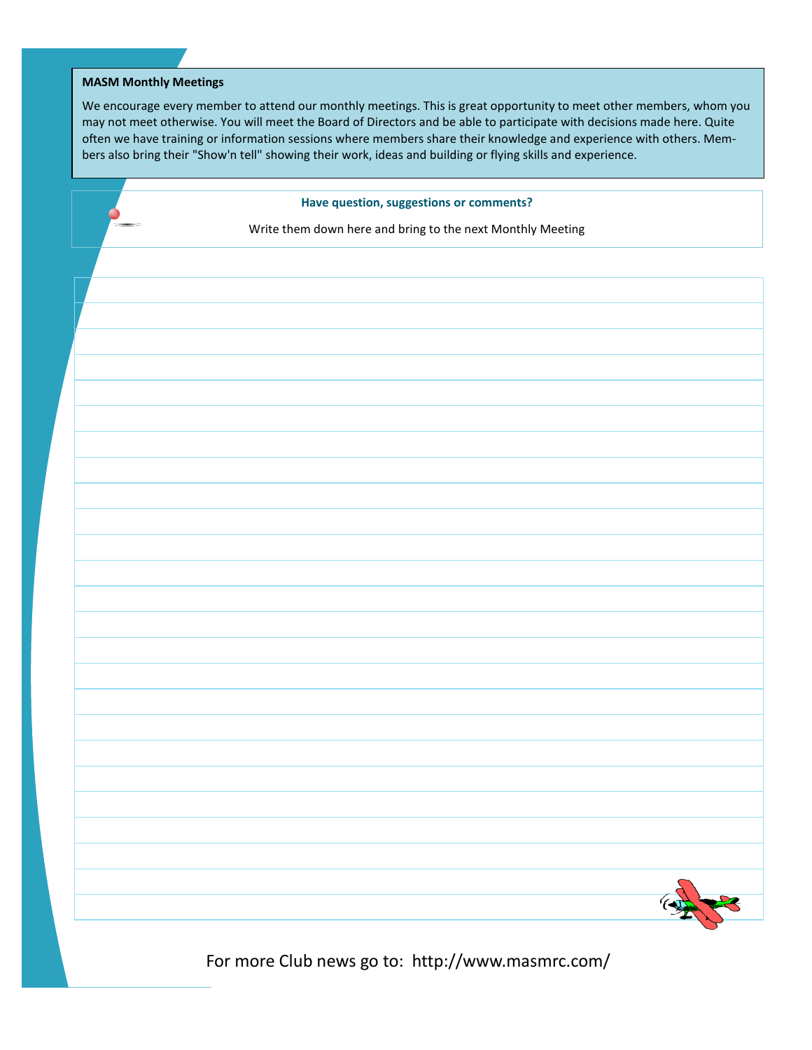**MASM Monthly Meetings**

We encourage every member to attend our monthly meetings. This is great opportunity to meet other members, whom you may not meet otherwise. You will meet the Board of Directors and be able to participate with decisions made here. Quite often we have training or information sessions where members share their knowledge and experience with others. Members also bring their "Show'n tell" showing their work, ideas and building or flying skills and experience.

**Have question, suggestions or comments?**

Write them down here and bring to the next Monthly Meeting

For more Club news go to: http://www.masmrc.com/